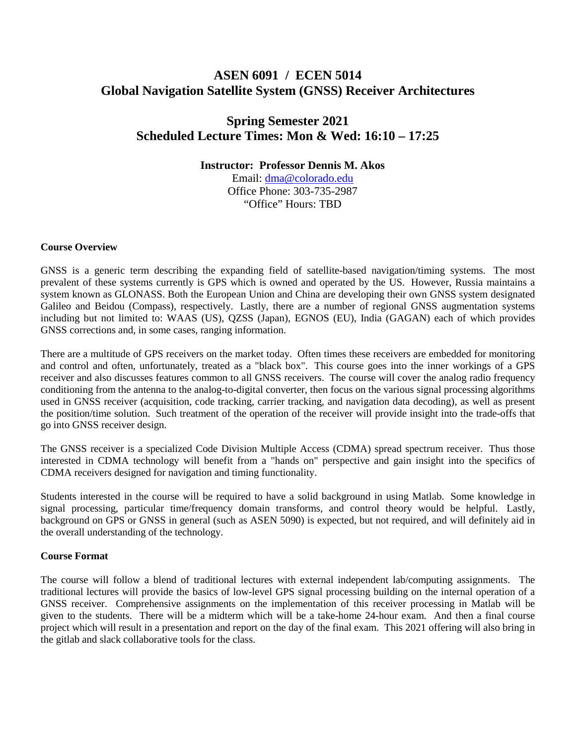# ASEN 6091 / ECEN 5014
# Global Navigation Satellite System (GNSS) Receiver Architectures

## Spring Semester 2021
## Scheduled Lecture Times: Mon & Wed: 16:10 – 17:25

**Instructor: Professor Dennis M. Akos**
Email: dma@colorado.edu
Office Phone: 303-735-2987
"Office" Hours: TBD

**Course Overview**

GNSS is a generic term describing the expanding field of satellite-based navigation/timing systems. The most prevalent of these systems currently is GPS which is owned and operated by the US. However, Russia maintains a system known as GLONASS. Both the European Union and China are developing their own GNSS system designated Galileo and Beidou (Compass), respectively. Lastly, there are a number of regional GNSS augmentation systems including but not limited to: WAAS (US), QZSS (Japan), EGNOS (EU), India (GAGAN) each of which provides GNSS corrections and, in some cases, ranging information.

There are a multitude of GPS receivers on the market today. Often times these receivers are embedded for monitoring and control and often, unfortunately, treated as a "black box". This course goes into the inner workings of a GPS receiver and also discusses features common to all GNSS receivers. The course will cover the analog radio frequency conditioning from the antenna to the analog-to-digital converter, then focus on the various signal processing algorithms used in GNSS receiver (acquisition, code tracking, carrier tracking, and navigation data decoding), as well as present the position/time solution. Such treatment of the operation of the receiver will provide insight into the trade-offs that go into GNSS receiver design.

The GNSS receiver is a specialized Code Division Multiple Access (CDMA) spread spectrum receiver. Thus those interested in CDMA technology will benefit from a "hands on" perspective and gain insight into the specifics of CDMA receivers designed for navigation and timing functionality.

Students interested in the course will be required to have a solid background in using Matlab. Some knowledge in signal processing, particular time/frequency domain transforms, and control theory would be helpful. Lastly, background on GPS or GNSS in general (such as ASEN 5090) is expected, but not required, and will definitely aid in the overall understanding of the technology.

**Course Format**

The course will follow a blend of traditional lectures with external independent lab/computing assignments. The traditional lectures will provide the basics of low-level GPS signal processing building on the internal operation of a GNSS receiver. Comprehensive assignments on the implementation of this receiver processing in Matlab will be given to the students. There will be a midterm which will be a take-home 24-hour exam. And then a final course project which will result in a presentation and report on the day of the final exam. This 2021 offering will also bring in the gitlab and slack collaborative tools for the class.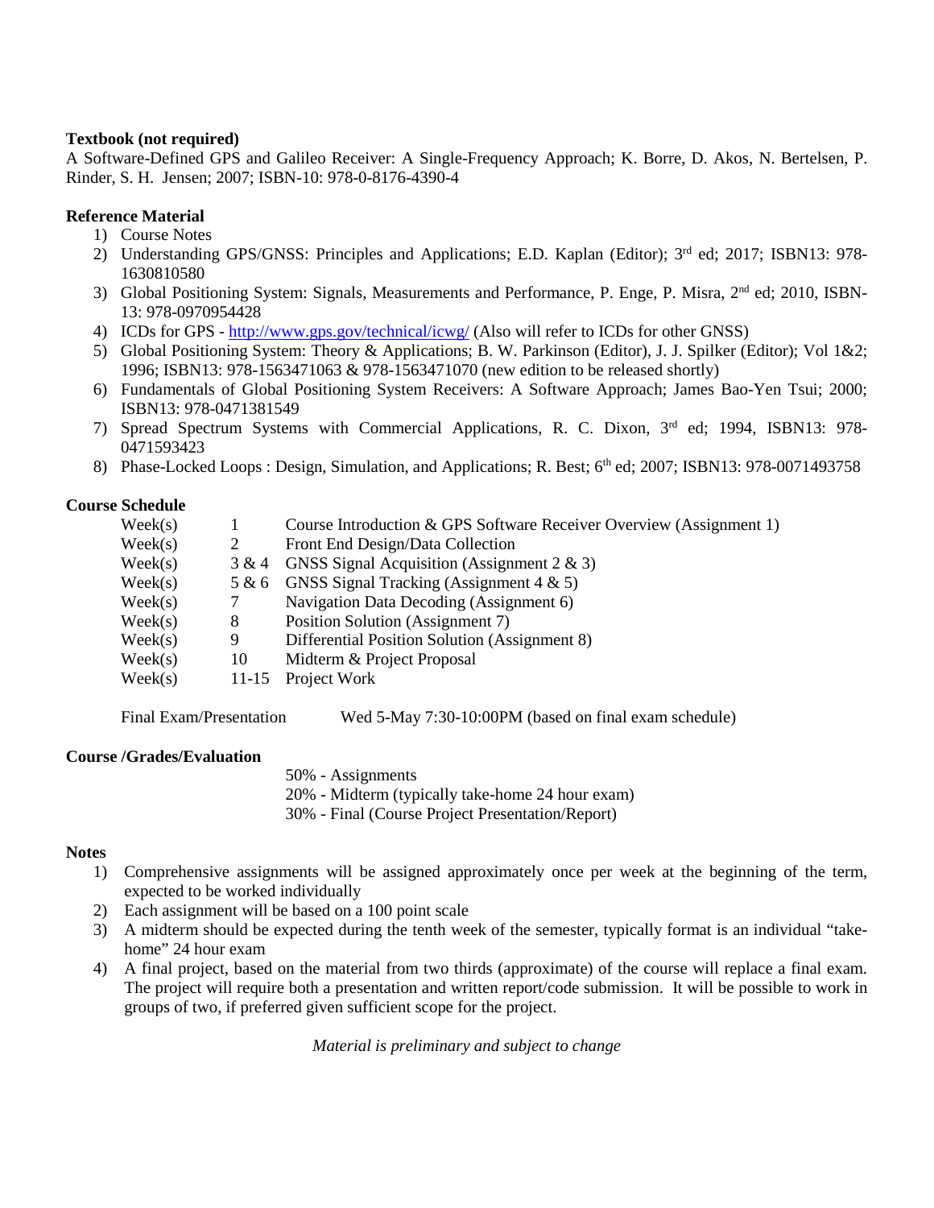**Textbook (not required)**

A Software-Defined GPS and Galileo Receiver: A Single-Frequency Approach; K. Borre, D. Akos, N. Bertelsen, P. Rinder, S. H. Jensen; 2007; ISBN-10: 978-0-8176-4390-4

**Reference Material**

1) Course Notes
2) Understanding GPS/GNSS: Principles and Applications; E.D. Kaplan (Editor); 3rd ed; 2017; ISBN13: 978-1630810580
3) Global Positioning System: Signals, Measurements and Performance, P. Enge, P. Misra, 2nd ed; 2010, ISBN-13: 978-0970954428
4) ICDs for GPS - http://www.gps.gov/technical/icwg/ (Also will refer to ICDs for other GNSS)
5) Global Positioning System: Theory & Applications; B. W. Parkinson (Editor), J. J. Spilker (Editor); Vol 1&2; 1996; ISBN13: 978-1563471063 & 978-1563471070 (new edition to be released shortly)
6) Fundamentals of Global Positioning System Receivers: A Software Approach; James Bao-Yen Tsui; 2000; ISBN13: 978-0471381549
7) Spread Spectrum Systems with Commercial Applications, R. C. Dixon, 3rd ed; 1994, ISBN13: 978-0471593423
8) Phase-Locked Loops : Design, Simulation, and Applications; R. Best; 6th ed; 2007; ISBN13: 978-0071493758

**Course Schedule**

| | | |
|---|---|---|
| Week(s) | 1 | Course Introduction & GPS Software Receiver Overview (Assignment 1) |
| Week(s) | 2 | Front End Design/Data Collection |
| Week(s) | 3 & 4 | GNSS Signal Acquisition (Assignment 2 & 3) |
| Week(s) | 5 & 6 | GNSS Signal Tracking (Assignment 4 & 5) |
| Week(s) | 7 | Navigation Data Decoding (Assignment 6) |
| Week(s) | 8 | Position Solution (Assignment 7) |
| Week(s) | 9 | Differential Position Solution (Assignment 8) |
| Week(s) | 10 | Midterm & Project Proposal |
| Week(s) | 11-15 | Project Work |

Final Exam/Presentation Wed 5-May 7:30-10:00PM (based on final exam schedule)

**Course /Grades/Evaluation**

50% - Assignments
20% - Midterm (typically take-home 24 hour exam)
30% - Final (Course Project Presentation/Report)

**Notes**

1) Comprehensive assignments will be assigned approximately once per week at the beginning of the term, expected to be worked individually
2) Each assignment will be based on a 100 point scale
3) A midterm should be expected during the tenth week of the semester, typically format is an individual "take-home" 24 hour exam
4) A final project, based on the material from two thirds (approximate) of the course will replace a final exam. The project will require both a presentation and written report/code submission. It will be possible to work in groups of two, if preferred given sufficient scope for the project.

*Material is preliminary and subject to change*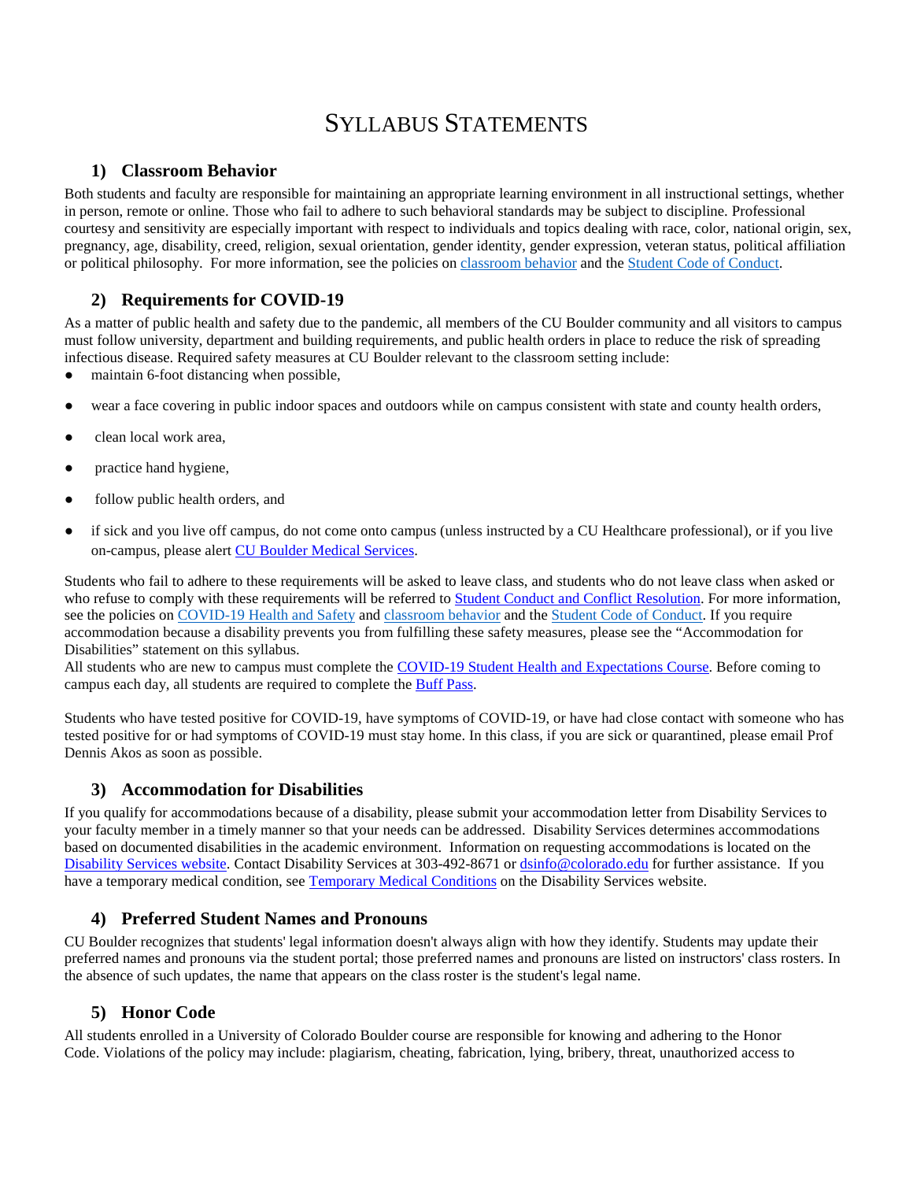# Syllabus Statements

## 1) Classroom Behavior

Both students and faculty are responsible for maintaining an appropriate learning environment in all instructional settings, whether in person, remote or online. Those who fail to adhere to such behavioral standards may be subject to discipline. Professional courtesy and sensitivity are especially important with respect to individuals and topics dealing with race, color, national origin, sex, pregnancy, age, disability, creed, religion, sexual orientation, gender identity, gender expression, veteran status, political affiliation or political philosophy. For more information, see the policies on classroom behavior and the Student Code of Conduct.

## 2) Requirements for COVID-19

As a matter of public health and safety due to the pandemic, all members of the CU Boulder community and all visitors to campus must follow university, department and building requirements, and public health orders in place to reduce the risk of spreading infectious disease. Required safety measures at CU Boulder relevant to the classroom setting include:

- maintain 6-foot distancing when possible,
- wear a face covering in public indoor spaces and outdoors while on campus consistent with state and county health orders,
- clean local work area,
- practice hand hygiene,
- follow public health orders, and
- if sick and you live off campus, do not come onto campus (unless instructed by a CU Healthcare professional), or if you live on-campus, please alert CU Boulder Medical Services.

Students who fail to adhere to these requirements will be asked to leave class, and students who do not leave class when asked or who refuse to comply with these requirements will be referred to Student Conduct and Conflict Resolution. For more information, see the policies on COVID-19 Health and Safety and classroom behavior and the Student Code of Conduct. If you require accommodation because a disability prevents you from fulfilling these safety measures, please see the "Accommodation for Disabilities" statement on this syllabus.
All students who are new to campus must complete the COVID-19 Student Health and Expectations Course. Before coming to campus each day, all students are required to complete the Buff Pass.

Students who have tested positive for COVID-19, have symptoms of COVID-19, or have had close contact with someone who has tested positive for or had symptoms of COVID-19 must stay home. In this class, if you are sick or quarantined, please email Prof Dennis Akos as soon as possible.

## 3) Accommodation for Disabilities

If you qualify for accommodations because of a disability, please submit your accommodation letter from Disability Services to your faculty member in a timely manner so that your needs can be addressed. Disability Services determines accommodations based on documented disabilities in the academic environment. Information on requesting accommodations is located on the Disability Services website. Contact Disability Services at 303-492-8671 or dsinfo@colorado.edu for further assistance. If you have a temporary medical condition, see Temporary Medical Conditions on the Disability Services website.

## 4) Preferred Student Names and Pronouns

CU Boulder recognizes that students' legal information doesn't always align with how they identify. Students may update their preferred names and pronouns via the student portal; those preferred names and pronouns are listed on instructors' class rosters. In the absence of such updates, the name that appears on the class roster is the student's legal name.

## 5) Honor Code

All students enrolled in a University of Colorado Boulder course are responsible for knowing and adhering to the Honor Code. Violations of the policy may include: plagiarism, cheating, fabrication, lying, bribery, threat, unauthorized access to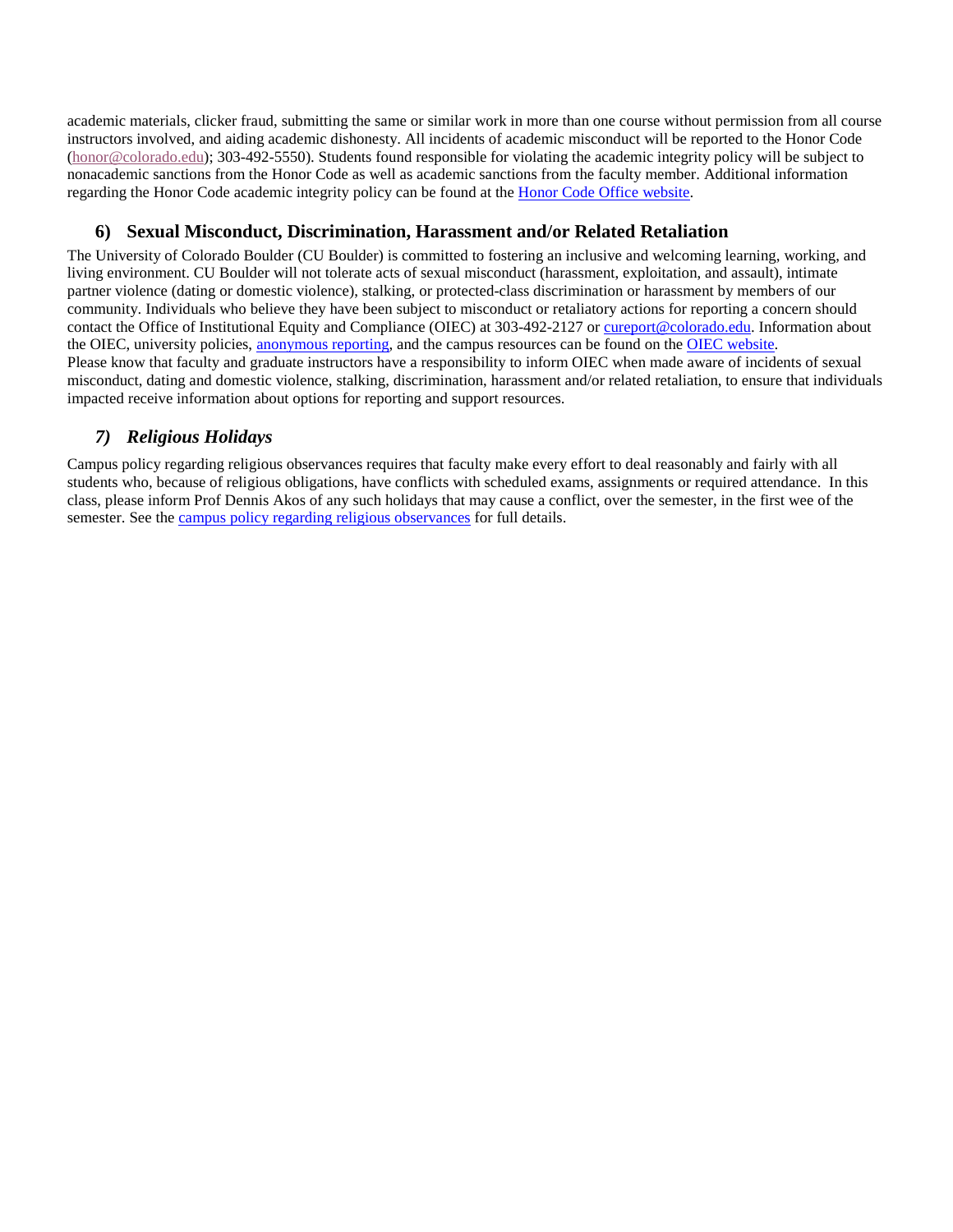academic materials, clicker fraud, submitting the same or similar work in more than one course without permission from all course instructors involved, and aiding academic dishonesty. All incidents of academic misconduct will be reported to the Honor Code (honor@colorado.edu); 303-492-5550). Students found responsible for violating the academic integrity policy will be subject to nonacademic sanctions from the Honor Code as well as academic sanctions from the faculty member. Additional information regarding the Honor Code academic integrity policy can be found at the Honor Code Office website.

## 6) Sexual Misconduct, Discrimination, Harassment and/or Related Retaliation

The University of Colorado Boulder (CU Boulder) is committed to fostering an inclusive and welcoming learning, working, and living environment. CU Boulder will not tolerate acts of sexual misconduct (harassment, exploitation, and assault), intimate partner violence (dating or domestic violence), stalking, or protected-class discrimination or harassment by members of our community. Individuals who believe they have been subject to misconduct or retaliatory actions for reporting a concern should contact the Office of Institutional Equity and Compliance (OIEC) at 303-492-2127 or cureport@colorado.edu. Information about the OIEC, university policies, anonymous reporting, and the campus resources can be found on the OIEC website.
Please know that faculty and graduate instructors have a responsibility to inform OIEC when made aware of incidents of sexual misconduct, dating and domestic violence, stalking, discrimination, harassment and/or related retaliation, to ensure that individuals impacted receive information about options for reporting and support resources.

## *7) Religious Holidays*

Campus policy regarding religious observances requires that faculty make every effort to deal reasonably and fairly with all students who, because of religious obligations, have conflicts with scheduled exams, assignments or required attendance. In this class, please inform Prof Dennis Akos of any such holidays that may cause a conflict, over the semester, in the first wee of the semester. See the campus policy regarding religious observances for full details.